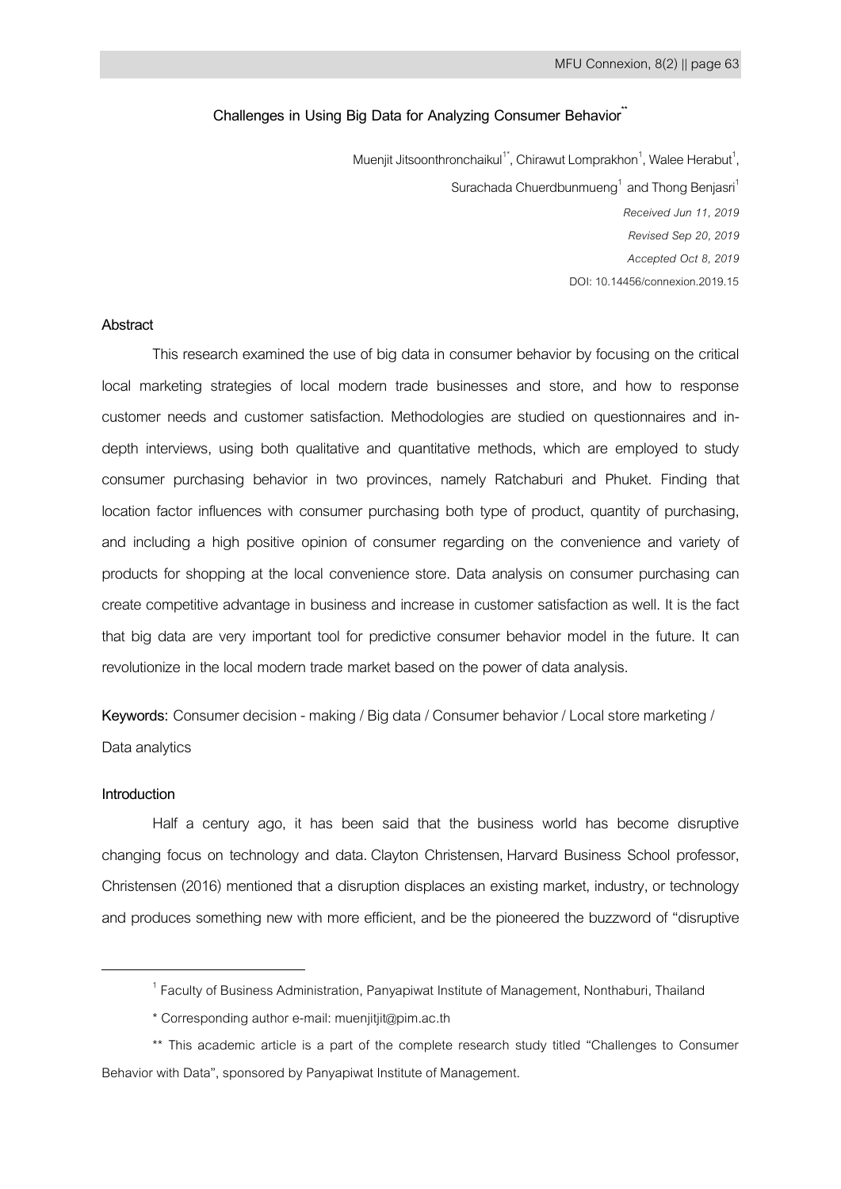# Challenges in Using Big Data for Analyzing Consumer Behavior[**]

Muenjit Jitsoonthronchaikul[1*], Chirawut Lomprakhon[1], Walee Herabut[1], Surachada Chuerdbunmueng[1] and Thong Benjasri[1]

*Received Jun 11, 2019*

*Revised Sep 20, 2019*

*Accepted Oct 8, 2019*

DOI: 10.14456/connexion.2019.15

## Abstract

This research examined the use of big data in consumer behavior by focusing on the critical local marketing strategies of local modern trade businesses and store, and how to response customer needs and customer satisfaction. Methodologies are studied on questionnaires and in-depth interviews, using both qualitative and quantitative methods, which are employed to study consumer purchasing behavior in two provinces, namely Ratchaburi and Phuket. Finding that location factor influences with consumer purchasing both type of product, quantity of purchasing, and including a high positive opinion of consumer regarding on the convenience and variety of products for shopping at the local convenience store. Data analysis on consumer purchasing can create competitive advantage in business and increase in customer satisfaction as well. It is the fact that big data are very important tool for predictive consumer behavior model in the future. It can revolutionize in the local modern trade market based on the power of data analysis.

**Keywords:** Consumer decision - making / Big data / Consumer behavior / Local store marketing / Data analytics

## Introduction

Half a century ago, it has been said that the business world has become disruptive changing focus on technology and data. Clayton Christensen, Harvard Business School professor, Christensen (2016) mentioned that a disruption displaces an existing market, industry, or technology and produces something new with more efficient, and be the pioneered the buzzword of "disruptive

---

[1] Faculty of Business Administration, Panyapiwat Institute of Management, Nonthaburi, Thailand

* Corresponding author e-mail: muenjitjit@pim.ac.th

** This academic article is a part of the complete research study titled "Challenges to Consumer Behavior with Data", sponsored by Panyapiwat Institute of Management.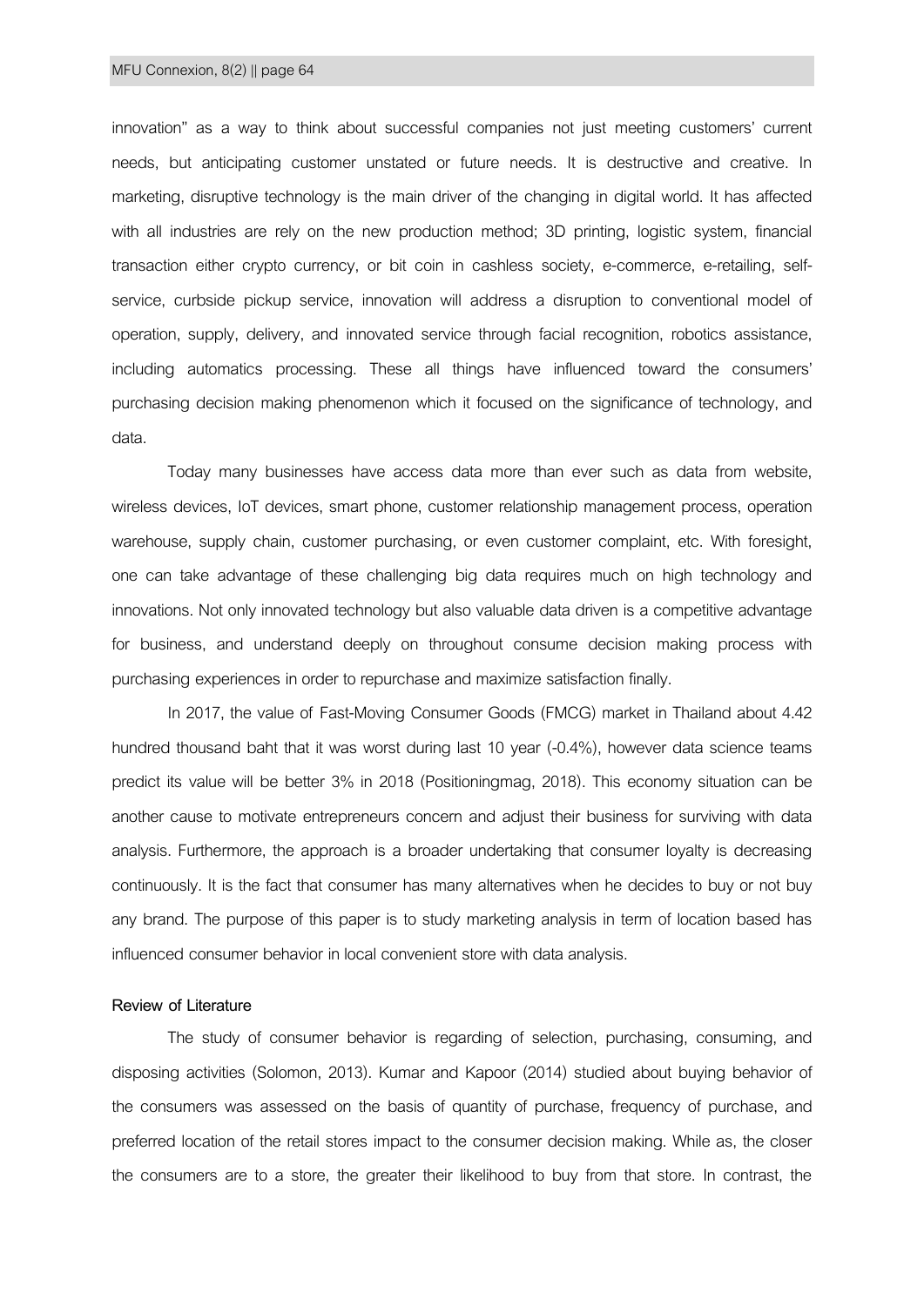innovation" as a way to think about successful companies not just meeting customers' current needs, but anticipating customer unstated or future needs. It is destructive and creative. In marketing, disruptive technology is the main driver of the changing in digital world. It has affected with all industries are rely on the new production method; 3D printing, logistic system, financial transaction either crypto currency, or bit coin in cashless society, e-commerce, e-retailing, self-service, curbside pickup service, innovation will address a disruption to conventional model of operation, supply, delivery, and innovated service through facial recognition, robotics assistance, including automatics processing. These all things have influenced toward the consumers' purchasing decision making phenomenon which it focused on the significance of technology, and data.

Today many businesses have access data more than ever such as data from website, wireless devices, IoT devices, smart phone, customer relationship management process, operation warehouse, supply chain, customer purchasing, or even customer complaint, etc. With foresight, one can take advantage of these challenging big data requires much on high technology and innovations. Not only innovated technology but also valuable data driven is a competitive advantage for business, and understand deeply on throughout consume decision making process with purchasing experiences in order to repurchase and maximize satisfaction finally.

In 2017, the value of Fast-Moving Consumer Goods (FMCG) market in Thailand about 4.42 hundred thousand baht that it was worst during last 10 year (-0.4%), however data science teams predict its value will be better 3% in 2018 (Positioningmag, 2018). This economy situation can be another cause to motivate entrepreneurs concern and adjust their business for surviving with data analysis. Furthermore, the approach is a broader undertaking that consumer loyalty is decreasing continuously. It is the fact that consumer has many alternatives when he decides to buy or not buy any brand. The purpose of this paper is to study marketing analysis in term of location based has influenced consumer behavior in local convenient store with data analysis.

**Review of Literature**

The study of consumer behavior is regarding of selection, purchasing, consuming, and disposing activities (Solomon, 2013). Kumar and Kapoor (2014) studied about buying behavior of the consumers was assessed on the basis of quantity of purchase, frequency of purchase, and preferred location of the retail stores impact to the consumer decision making. While as, the closer the consumers are to a store, the greater their likelihood to buy from that store. In contrast, the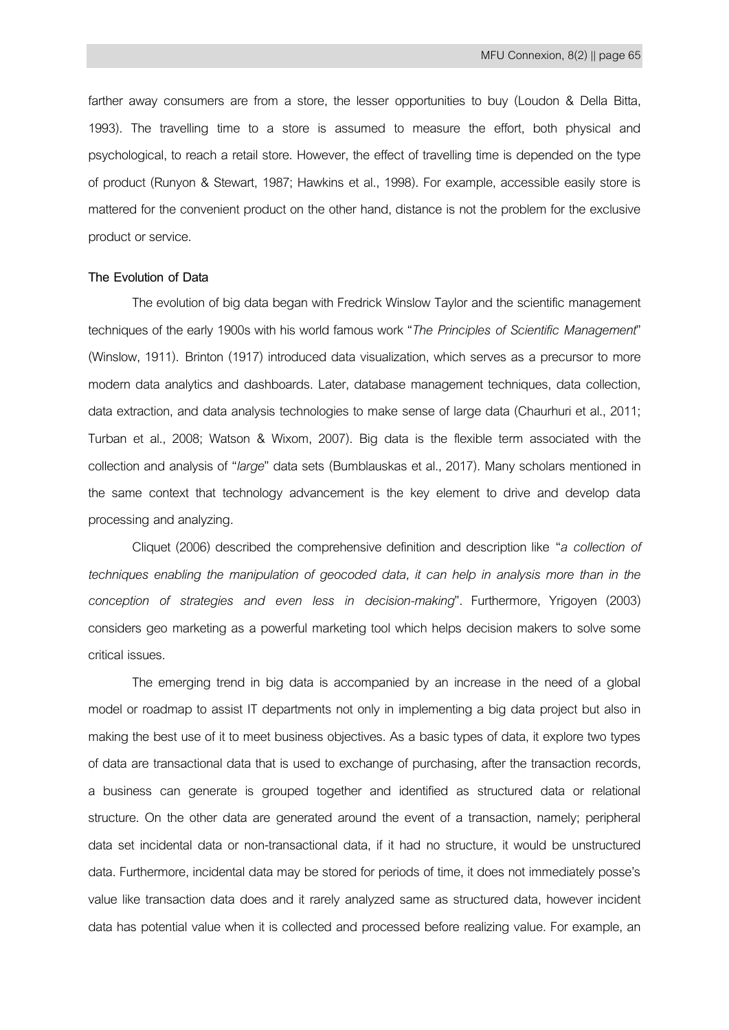farther away consumers are from a store, the lesser opportunities to buy (Loudon & Della Bitta, 1993). The travelling time to a store is assumed to measure the effort, both physical and psychological, to reach a retail store. However, the effect of travelling time is depended on the type of product (Runyon & Stewart, 1987; Hawkins et al., 1998). For example, accessible easily store is mattered for the convenient product on the other hand, distance is not the problem for the exclusive product or service.

**The Evolution of Data**

The evolution of big data began with Fredrick Winslow Taylor and the scientific management techniques of the early 1900s with his world famous work "*The Principles of Scientific Management*" (Winslow, 1911). Brinton (1917) introduced data visualization, which serves as a precursor to more modern data analytics and dashboards. Later, database management techniques, data collection, data extraction, and data analysis technologies to make sense of large data (Chaurhuri et al., 2011; Turban et al., 2008; Watson & Wixom, 2007). Big data is the flexible term associated with the collection and analysis of "*large*" data sets (Bumblauskas et al., 2017). Many scholars mentioned in the same context that technology advancement is the key element to drive and develop data processing and analyzing.

Cliquet (2006) described the comprehensive definition and description like "*a collection of techniques enabling the manipulation of geocoded data, it can help in analysis more than in the conception of strategies and even less in decision-making*". Furthermore, Yrigoyen (2003) considers geo marketing as a powerful marketing tool which helps decision makers to solve some critical issues.

The emerging trend in big data is accompanied by an increase in the need of a global model or roadmap to assist IT departments not only in implementing a big data project but also in making the best use of it to meet business objectives. As a basic types of data, it explore two types of data are transactional data that is used to exchange of purchasing, after the transaction records, a business can generate is grouped together and identified as structured data or relational structure. On the other data are generated around the event of a transaction, namely; peripheral data set incidental data or non-transactional data, if it had no structure, it would be unstructured data. Furthermore, incidental data may be stored for periods of time, it does not immediately posse's value like transaction data does and it rarely analyzed same as structured data, however incident data has potential value when it is collected and processed before realizing value. For example, an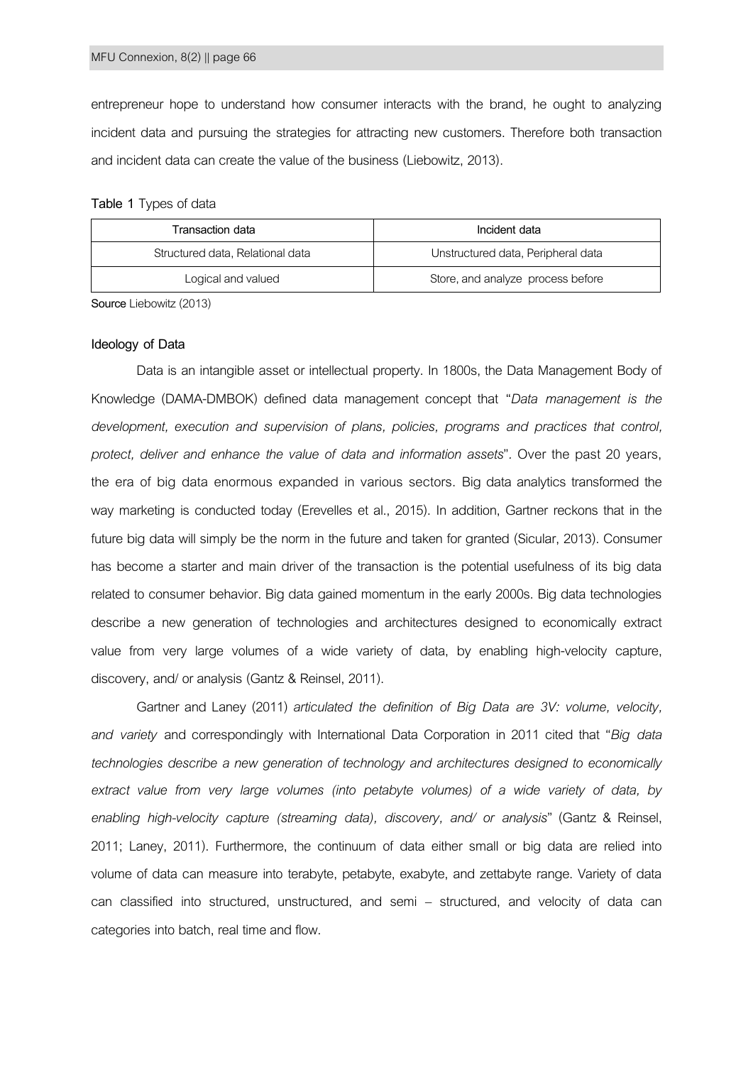entrepreneur hope to understand how consumer interacts with the brand, he ought to analyzing incident data and pursuing the strategies for attracting new customers. Therefore both transaction and incident data can create the value of the business (Liebowitz, 2013).

**Table 1** Types of data

| Transaction data | Incident data |
| --- | --- |
| Structured data, Relational data | Unstructured data, Peripheral data |
| Logical and valued | Store, and analyze process before |

**Source** Liebowitz (2013)

### Ideology of Data

Data is an intangible asset or intellectual property. In 1800s, the Data Management Body of Knowledge (DAMA-DMBOK) defined data management concept that "*Data management is the development, execution and supervision of plans, policies, programs and practices that control, protect, deliver and enhance the value of data and information assets*". Over the past 20 years, the era of big data enormous expanded in various sectors. Big data analytics transformed the way marketing is conducted today (Erevelles et al., 2015). In addition, Gartner reckons that in the future big data will simply be the norm in the future and taken for granted (Sicular, 2013). Consumer has become a starter and main driver of the transaction is the potential usefulness of its big data related to consumer behavior. Big data gained momentum in the early 2000s. Big data technologies describe a new generation of technologies and architectures designed to economically extract value from very large volumes of a wide variety of data, by enabling high-velocity capture, discovery, and/ or analysis (Gantz & Reinsel, 2011).

Gartner and Laney (2011) *articulated the definition of Big Data are 3V: volume, velocity, and variety* and correspondingly with International Data Corporation in 2011 cited that "*Big data technologies describe a new generation of technology and architectures designed to economically extract value from very large volumes (into petabyte volumes) of a wide variety of data, by enabling high-velocity capture (streaming data), discovery, and/ or analysis*" (Gantz & Reinsel, 2011; Laney, 2011). Furthermore, the continuum of data either small or big data are relied into volume of data can measure into terabyte, petabyte, exabyte, and zettabyte range. Variety of data can classified into structured, unstructured, and semi – structured, and velocity of data can categories into batch, real time and flow.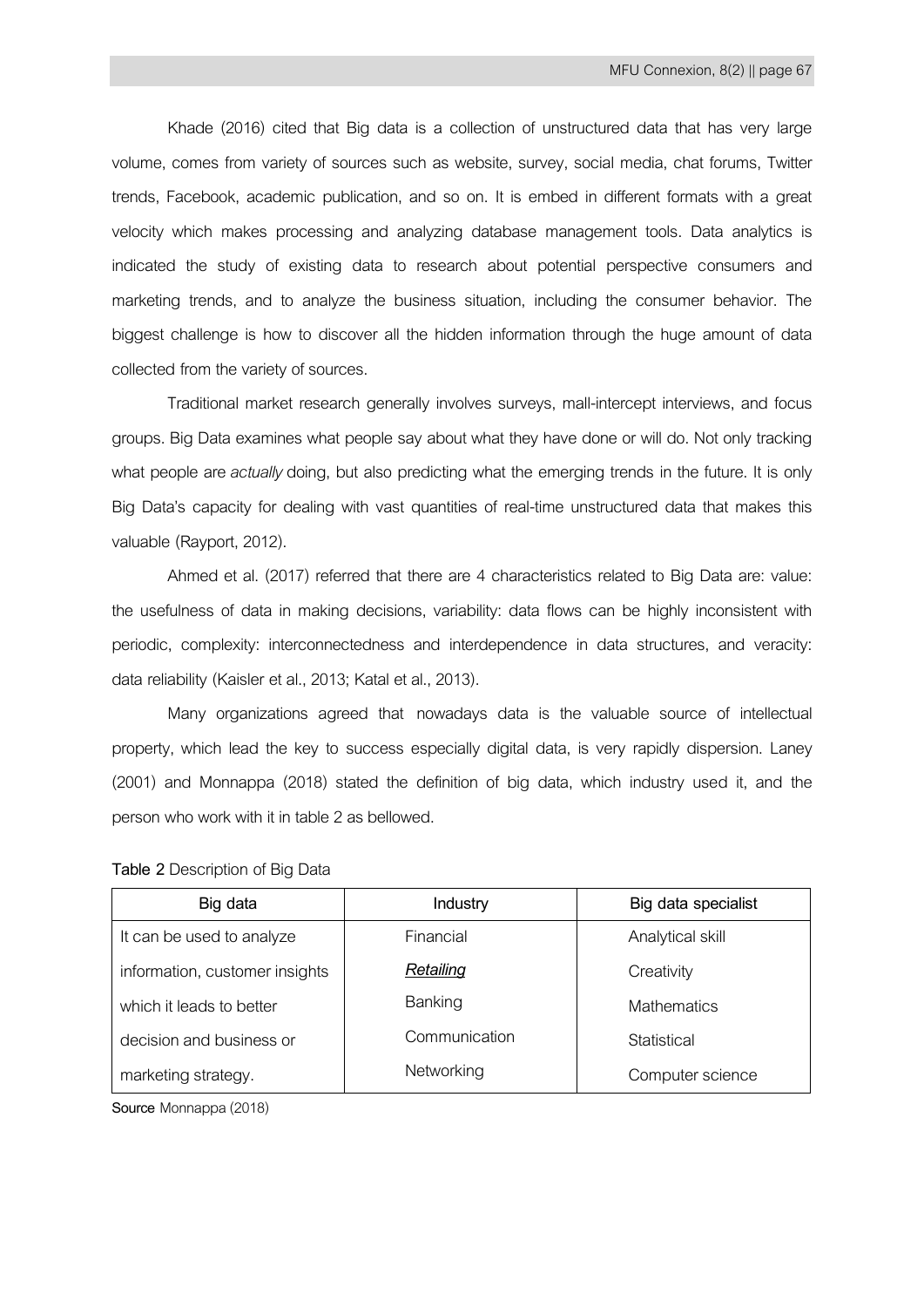Khade (2016) cited that Big data is a collection of unstructured data that has very large volume, comes from variety of sources such as website, survey, social media, chat forums, Twitter trends, Facebook, academic publication, and so on. It is embed in different formats with a great velocity which makes processing and analyzing database management tools. Data analytics is indicated the study of existing data to research about potential perspective consumers and marketing trends, and to analyze the business situation, including the consumer behavior. The biggest challenge is how to discover all the hidden information through the huge amount of data collected from the variety of sources.

Traditional market research generally involves surveys, mall-intercept interviews, and focus groups. Big Data examines what people say about what they have done or will do. Not only tracking what people are *actually* doing, but also predicting what the emerging trends in the future. It is only Big Data's capacity for dealing with vast quantities of real-time unstructured data that makes this valuable (Rayport, 2012).

Ahmed et al. (2017) referred that there are 4 characteristics related to Big Data are: value: the usefulness of data in making decisions, variability: data flows can be highly inconsistent with periodic, complexity: interconnectedness and interdependence in data structures, and veracity: data reliability (Kaisler et al., 2013; Katal et al., 2013).

Many organizations agreed that nowadays data is the valuable source of intellectual property, which lead the key to success especially digital data, is very rapidly dispersion. Laney (2001) and Monnappa (2018) stated the definition of big data, which industry used it, and the person who work with it in table 2 as bellowed.

**Table 2** Description of Big Data

| Big data | Industry | Big data specialist |
|---|---|---|
| It can be used to analyze information, customer insights which it leads to better decision and business or marketing strategy. | Financial<br>***Retailing***<br>Banking<br>Communication<br>Networking | Analytical skill<br>Creativity<br>Mathematics<br>Statistical<br>Computer science |

**Source** Monnappa (2018)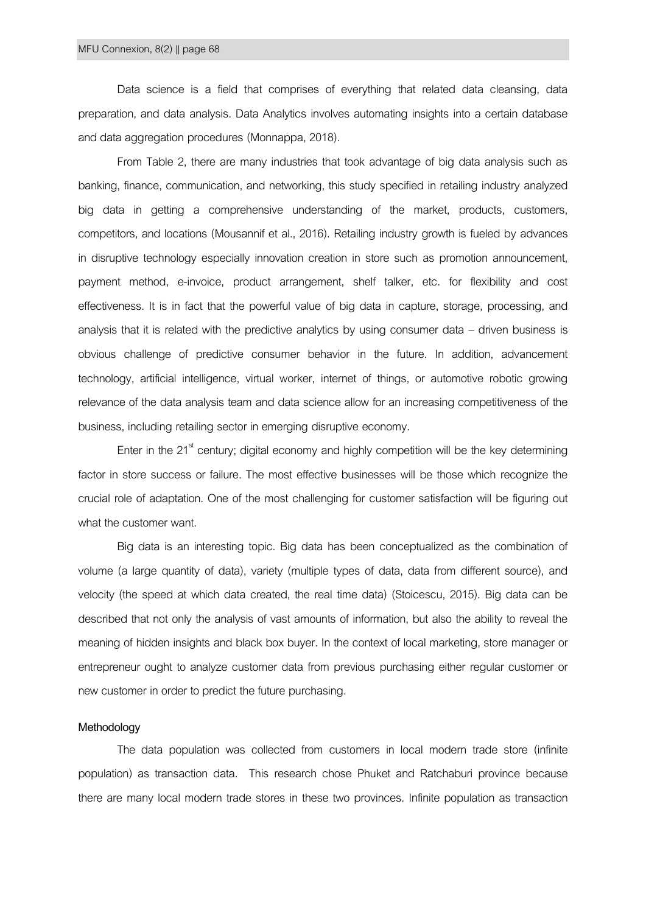Data science is a field that comprises of everything that related data cleansing, data preparation, and data analysis. Data Analytics involves automating insights into a certain database and data aggregation procedures (Monnappa, 2018).

From Table 2, there are many industries that took advantage of big data analysis such as banking, finance, communication, and networking, this study specified in retailing industry analyzed big data in getting a comprehensive understanding of the market, products, customers, competitors, and locations (Mousannif et al., 2016). Retailing industry growth is fueled by advances in disruptive technology especially innovation creation in store such as promotion announcement, payment method, e-invoice, product arrangement, shelf talker, etc. for flexibility and cost effectiveness. It is in fact that the powerful value of big data in capture, storage, processing, and analysis that it is related with the predictive analytics by using consumer data – driven business is obvious challenge of predictive consumer behavior in the future. In addition, advancement technology, artificial intelligence, virtual worker, internet of things, or automotive robotic growing relevance of the data analysis team and data science allow for an increasing competitiveness of the business, including retailing sector in emerging disruptive economy.

Enter in the 21st century; digital economy and highly competition will be the key determining factor in store success or failure. The most effective businesses will be those which recognize the crucial role of adaptation. One of the most challenging for customer satisfaction will be figuring out what the customer want.

Big data is an interesting topic. Big data has been conceptualized as the combination of volume (a large quantity of data), variety (multiple types of data, data from different source), and velocity (the speed at which data created, the real time data) (Stoicescu, 2015). Big data can be described that not only the analysis of vast amounts of information, but also the ability to reveal the meaning of hidden insights and black box buyer. In the context of local marketing, store manager or entrepreneur ought to analyze customer data from previous purchasing either regular customer or new customer in order to predict the future purchasing.

## Methodology

The data population was collected from customers in local modern trade store (infinite population) as transaction data. This research chose Phuket and Ratchaburi province because there are many local modern trade stores in these two provinces. Infinite population as transaction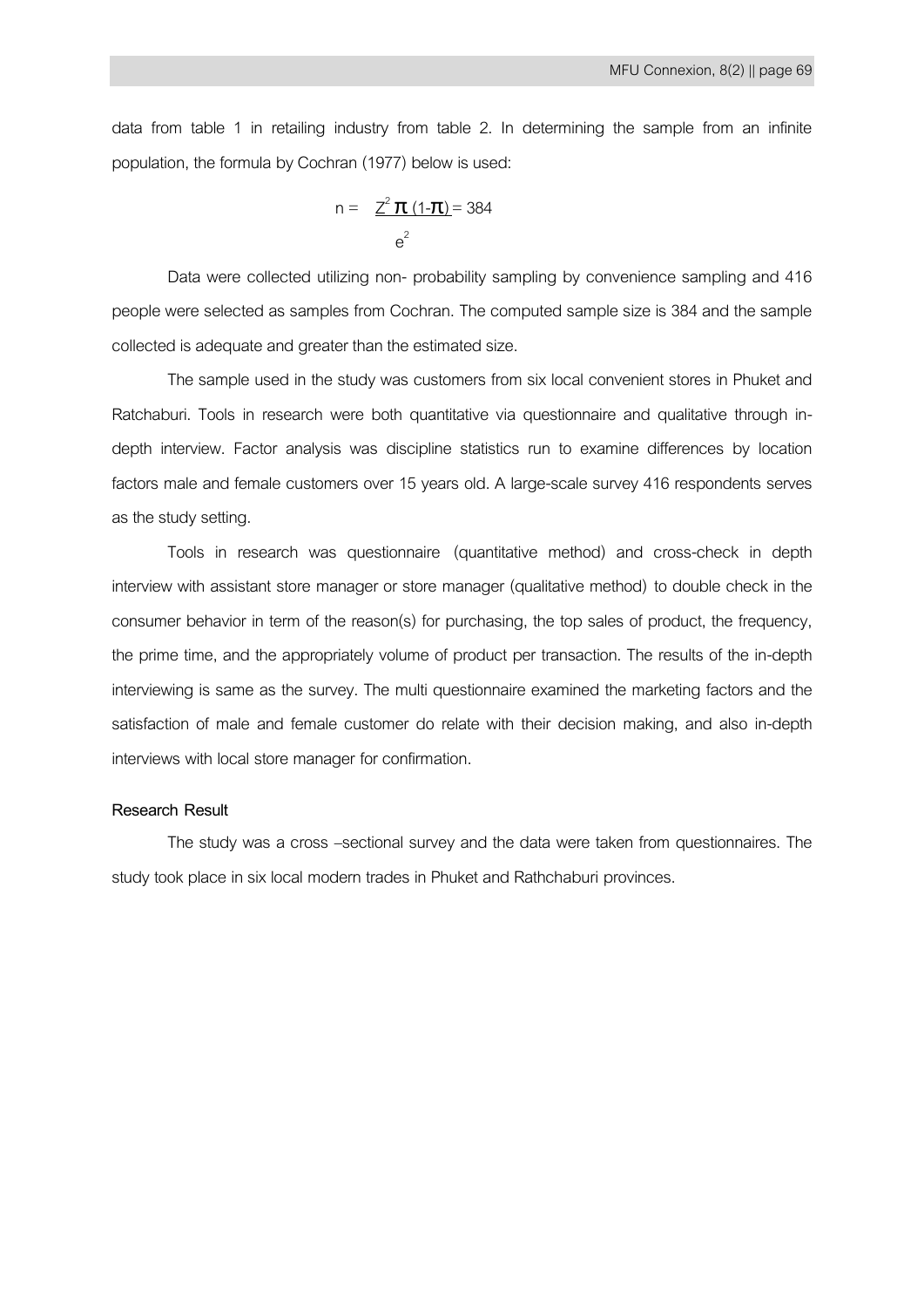data from table 1 in retailing industry from table 2. In determining the sample from an infinite population, the formula by Cochran (1977) below is used:

$$n = \frac{Z^2 \pi (1-\pi)}{e^2} = 384$$

Data were collected utilizing non- probability sampling by convenience sampling and 416 people were selected as samples from Cochran. The computed sample size is 384 and the sample collected is adequate and greater than the estimated size.

The sample used in the study was customers from six local convenient stores in Phuket and Ratchaburi. Tools in research were both quantitative via questionnaire and qualitative through in-depth interview. Factor analysis was discipline statistics run to examine differences by location factors male and female customers over 15 years old. A large-scale survey 416 respondents serves as the study setting.

Tools in research was questionnaire (quantitative method) and cross-check in depth interview with assistant store manager or store manager (qualitative method) to double check in the consumer behavior in term of the reason(s) for purchasing, the top sales of product, the frequency, the prime time, and the appropriately volume of product per transaction. The results of the in-depth interviewing is same as the survey. The multi questionnaire examined the marketing factors and the satisfaction of male and female customer do relate with their decision making, and also in-depth interviews with local store manager for confirmation.

**Research Result**

The study was a cross –sectional survey and the data were taken from questionnaires. The study took place in six local modern trades in Phuket and Rathchaburi provinces.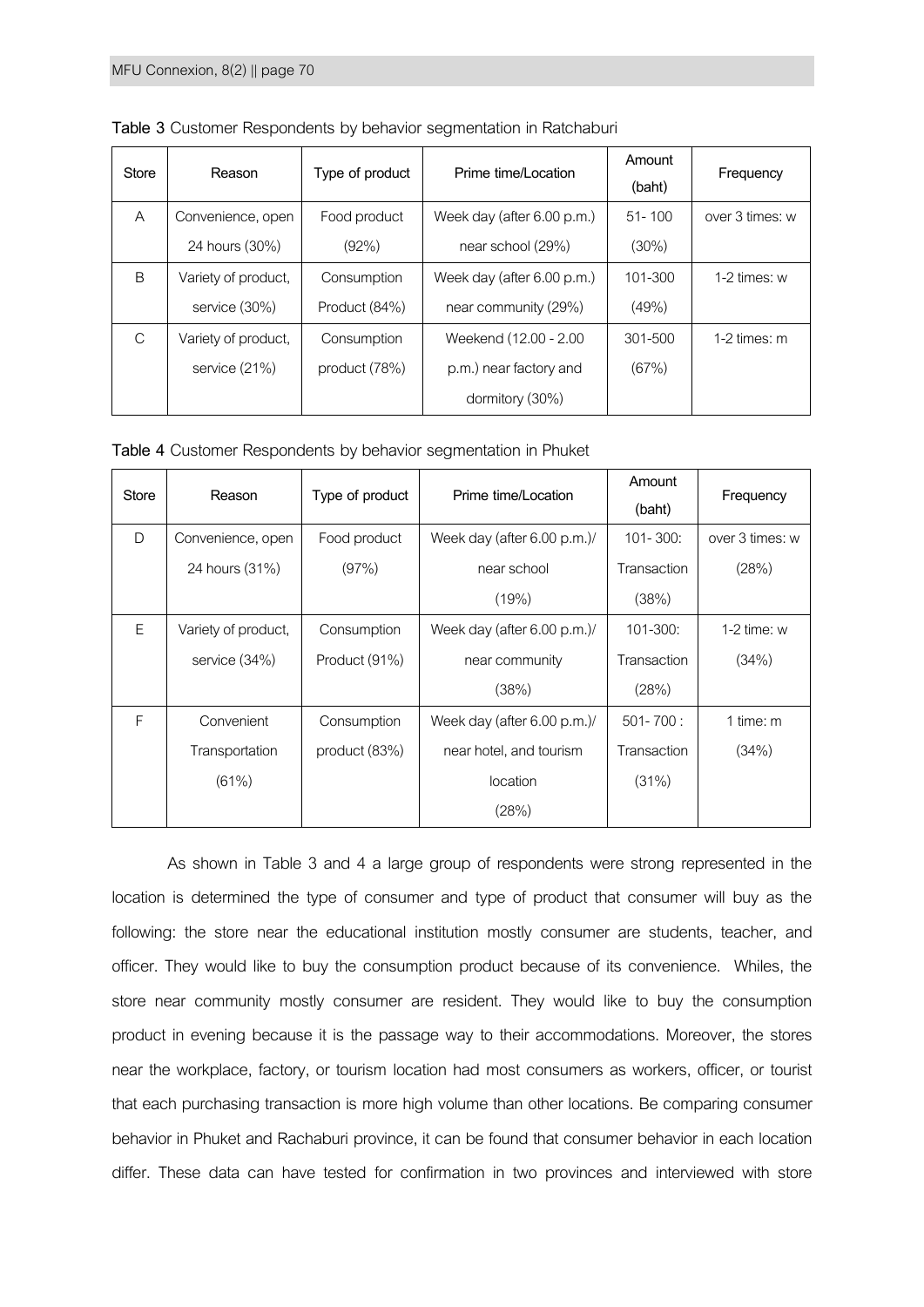**Table 3** Customer Respondents by behavior segmentation in Ratchaburi

| Store | Reason | Type of product | Prime time/Location | Amount (baht) | Frequency |
|---|---|---|---|---|---|
| A | Convenience, open 24 hours (30%) | Food product (92%) | Week day (after 6.00 p.m.) near school (29%) | 51- 100 (30%) | over 3 times: w |
| B | Variety of product, service (30%) | Consumption Product (84%) | Week day (after 6.00 p.m.) near community (29%) | 101-300 (49%) | 1-2 times: w |
| C | Variety of product, service (21%) | Consumption product (78%) | Weekend (12.00 - 2.00 p.m.) near factory and dormitory (30%) | 301-500 (67%) | 1-2 times: m |

**Table 4** Customer Respondents by behavior segmentation in Phuket

| Store | Reason | Type of product | Prime time/Location | Amount (baht) | Frequency |
|---|---|---|---|---|---|
| D | Convenience, open 24 hours (31%) | Food product (97%) | Week day (after 6.00 p.m.)/ near school (19%) | 101- 300: Transaction (38%) | over 3 times: w (28%) |
| E | Variety of product, service (34%) | Consumption Product (91%) | Week day (after 6.00 p.m.)/ near community (38%) | 101-300: Transaction (28%) | 1-2 time: w (34%) |
| F | Convenient Transportation (61%) | Consumption product (83%) | Week day (after 6.00 p.m.)/ near hotel, and tourism location (28%) | 501- 700 : Transaction (31%) | 1 time: m (34%) |

As shown in Table 3 and 4 a large group of respondents were strong represented in the location is determined the type of consumer and type of product that consumer will buy as the following: the store near the educational institution mostly consumer are students, teacher, and officer. They would like to buy the consumption product because of its convenience. Whiles, the store near community mostly consumer are resident. They would like to buy the consumption product in evening because it is the passage way to their accommodations. Moreover, the stores near the workplace, factory, or tourism location had most consumers as workers, officer, or tourist that each purchasing transaction is more high volume than other locations. Be comparing consumer behavior in Phuket and Rachaburi province, it can be found that consumer behavior in each location differ. These data can have tested for confirmation in two provinces and interviewed with store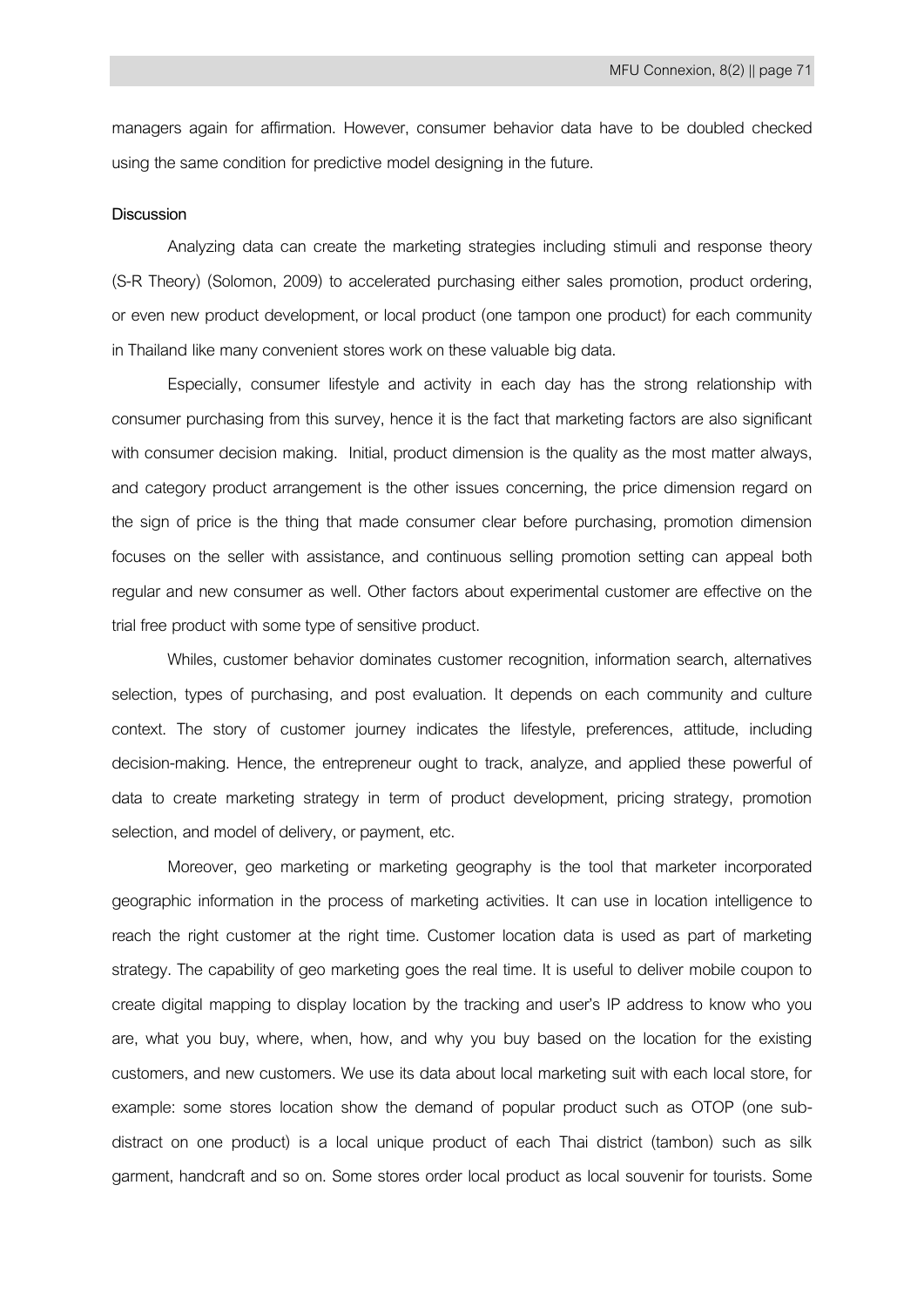managers again for affirmation. However, consumer behavior data have to be doubled checked using the same condition for predictive model designing in the future.

## Discussion

Analyzing data can create the marketing strategies including stimuli and response theory (S-R Theory) (Solomon, 2009) to accelerated purchasing either sales promotion, product ordering, or even new product development, or local product (one tampon one product) for each community in Thailand like many convenient stores work on these valuable big data.

Especially, consumer lifestyle and activity in each day has the strong relationship with consumer purchasing from this survey, hence it is the fact that marketing factors are also significant with consumer decision making. Initial, product dimension is the quality as the most matter always, and category product arrangement is the other issues concerning, the price dimension regard on the sign of price is the thing that made consumer clear before purchasing, promotion dimension focuses on the seller with assistance, and continuous selling promotion setting can appeal both regular and new consumer as well. Other factors about experimental customer are effective on the trial free product with some type of sensitive product.

Whiles, customer behavior dominates customer recognition, information search, alternatives selection, types of purchasing, and post evaluation. It depends on each community and culture context. The story of customer journey indicates the lifestyle, preferences, attitude, including decision-making. Hence, the entrepreneur ought to track, analyze, and applied these powerful of data to create marketing strategy in term of product development, pricing strategy, promotion selection, and model of delivery, or payment, etc.

Moreover, geo marketing or marketing geography is the tool that marketer incorporated geographic information in the process of marketing activities. It can use in location intelligence to reach the right customer at the right time. Customer location data is used as part of marketing strategy. The capability of geo marketing goes the real time. It is useful to deliver mobile coupon to create digital mapping to display location by the tracking and user's IP address to know who you are, what you buy, where, when, how, and why you buy based on the location for the existing customers, and new customers. We use its data about local marketing suit with each local store, for example: some stores location show the demand of popular product such as OTOP (one sub-distract on one product) is a local unique product of each Thai district (tambon) such as silk garment, handcraft and so on. Some stores order local product as local souvenir for tourists. Some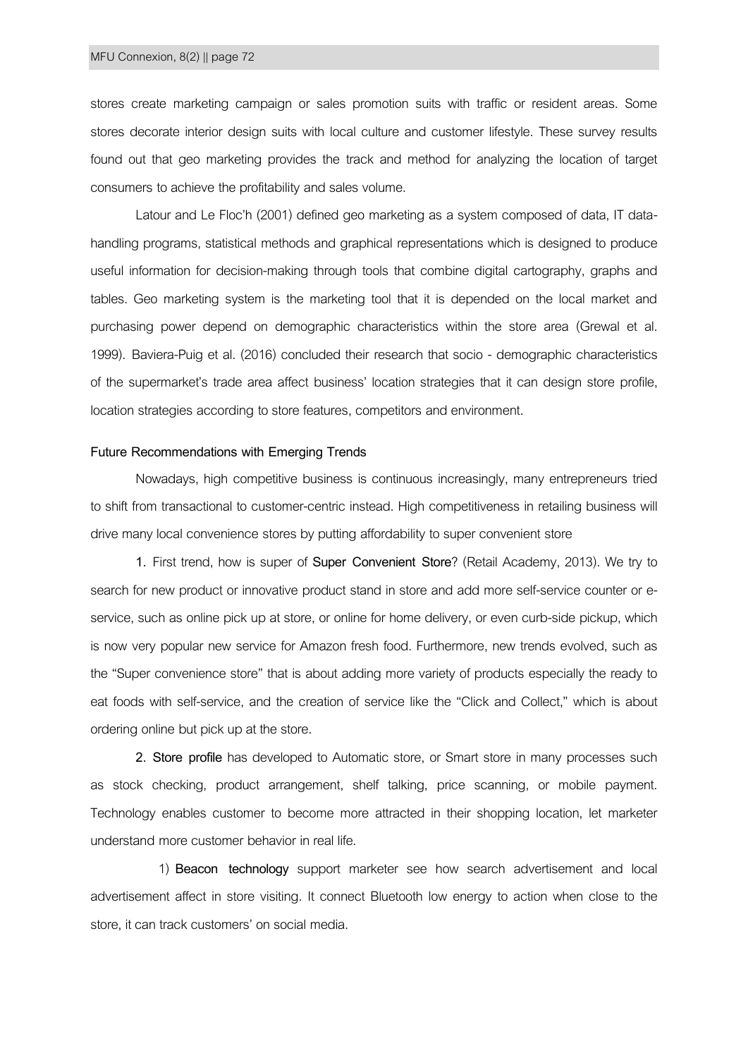stores create marketing campaign or sales promotion suits with traffic or resident areas. Some stores decorate interior design suits with local culture and customer lifestyle. These survey results found out that geo marketing provides the track and method for analyzing the location of target consumers to achieve the profitability and sales volume.

Latour and Le Floc'h (2001) defined geo marketing as a system composed of data, IT data-handling programs, statistical methods and graphical representations which is designed to produce useful information for decision-making through tools that combine digital cartography, graphs and tables. Geo marketing system is the marketing tool that it is depended on the local market and purchasing power depend on demographic characteristics within the store area (Grewal et al. 1999). Baviera-Puig et al. (2016) concluded their research that socio - demographic characteristics of the supermarket's trade area affect business' location strategies that it can design store profile, location strategies according to store features, competitors and environment.

**Future Recommendations with Emerging Trends**

Nowadays, high competitive business is continuous increasingly, many entrepreneurs tried to shift from transactional to customer-centric instead. High competitiveness in retailing business will drive many local convenience stores by putting affordability to super convenient store

**1.** First trend, how is super of **Super Convenient Store**? (Retail Academy, 2013). We try to search for new product or innovative product stand in store and add more self-service counter or e-service, such as online pick up at store, or online for home delivery, or even curb-side pickup, which is now very popular new service for Amazon fresh food. Furthermore, new trends evolved, such as the "Super convenience store" that is about adding more variety of products especially the ready to eat foods with self-service, and the creation of service like the "Click and Collect," which is about ordering online but pick up at the store.

**2. Store profile** has developed to Automatic store, or Smart store in many processes such as stock checking, product arrangement, shelf talking, price scanning, or mobile payment. Technology enables customer to become more attracted in their shopping location, let marketer understand more customer behavior in real life.

1) **Beacon technology** support marketer see how search advertisement and local advertisement affect in store visiting. It connect Bluetooth low energy to action when close to the store, it can track customers' on social media.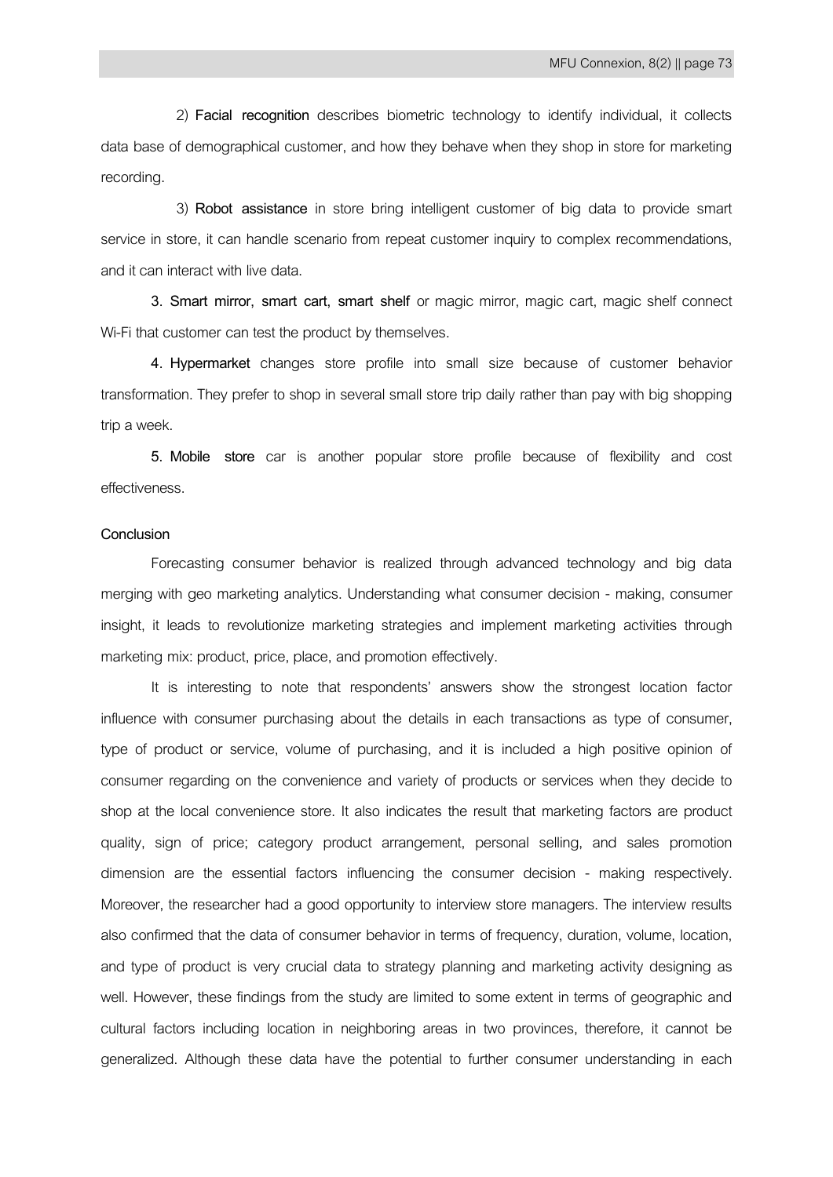2) **Facial recognition** describes biometric technology to identify individual, it collects data base of demographical customer, and how they behave when they shop in store for marketing recording.

3) **Robot assistance** in store bring intelligent customer of big data to provide smart service in store, it can handle scenario from repeat customer inquiry to complex recommendations, and it can interact with live data.

**3. Smart mirror, smart cart, smart shelf** or magic mirror, magic cart, magic shelf connect Wi-Fi that customer can test the product by themselves.

**4. Hypermarket** changes store profile into small size because of customer behavior transformation. They prefer to shop in several small store trip daily rather than pay with big shopping trip a week.

**5. Mobile store** car is another popular store profile because of flexibility and cost effectiveness.

**Conclusion**

Forecasting consumer behavior is realized through advanced technology and big data merging with geo marketing analytics. Understanding what consumer decision - making, consumer insight, it leads to revolutionize marketing strategies and implement marketing activities through marketing mix: product, price, place, and promotion effectively.

It is interesting to note that respondents' answers show the strongest location factor influence with consumer purchasing about the details in each transactions as type of consumer, type of product or service, volume of purchasing, and it is included a high positive opinion of consumer regarding on the convenience and variety of products or services when they decide to shop at the local convenience store. It also indicates the result that marketing factors are product quality, sign of price; category product arrangement, personal selling, and sales promotion dimension are the essential factors influencing the consumer decision - making respectively. Moreover, the researcher had a good opportunity to interview store managers. The interview results also confirmed that the data of consumer behavior in terms of frequency, duration, volume, location, and type of product is very crucial data to strategy planning and marketing activity designing as well. However, these findings from the study are limited to some extent in terms of geographic and cultural factors including location in neighboring areas in two provinces, therefore, it cannot be generalized. Although these data have the potential to further consumer understanding in each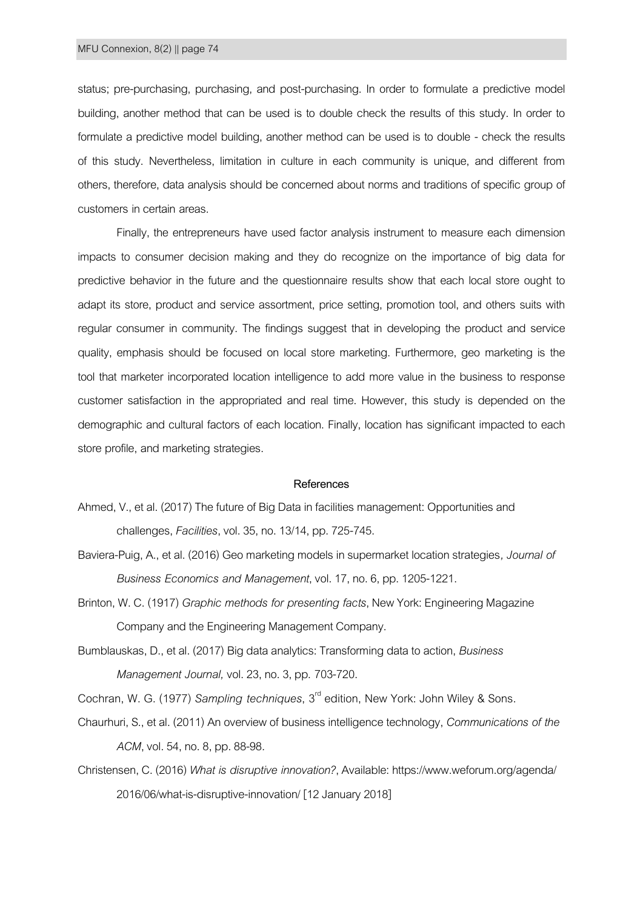status; pre-purchasing, purchasing, and post-purchasing. In order to formulate a predictive model building, another method that can be used is to double check the results of this study. In order to formulate a predictive model building, another method can be used is to double - check the results of this study. Nevertheless, limitation in culture in each community is unique, and different from others, therefore, data analysis should be concerned about norms and traditions of specific group of customers in certain areas.

Finally, the entrepreneurs have used factor analysis instrument to measure each dimension impacts to consumer decision making and they do recognize on the importance of big data for predictive behavior in the future and the questionnaire results show that each local store ought to adapt its store, product and service assortment, price setting, promotion tool, and others suits with regular consumer in community. The findings suggest that in developing the product and service quality, emphasis should be focused on local store marketing. Furthermore, geo marketing is the tool that marketer incorporated location intelligence to add more value in the business to response customer satisfaction in the appropriated and real time. However, this study is depended on the demographic and cultural factors of each location. Finally, location has significant impacted to each store profile, and marketing strategies.

## References

Ahmed, V., et al. (2017) The future of Big Data in facilities management: Opportunities and challenges, *Facilities*, vol. 35, no. 13/14, pp. 725-745.

Baviera-Puig, A., et al. (2016) Geo marketing models in supermarket location strategies, *Journal of Business Economics and Management*, vol. 17, no. 6, pp. 1205-1221.

Brinton, W. C. (1917) *Graphic methods for presenting facts*, New York: Engineering Magazine Company and the Engineering Management Company.

Bumblauskas, D., et al. (2017) Big data analytics: Transforming data to action, *Business Management Journal,* vol. 23, no. 3, pp. 703-720.

Cochran, W. G. (1977) *Sampling techniques*, 3rd edition, New York: John Wiley & Sons.

Chaurhuri, S., et al. (2011) An overview of business intelligence technology, *Communications of the ACM*, vol. 54, no. 8, pp. 88-98.

Christensen, C. (2016) *What is disruptive innovation?*, Available: https://www.weforum.org/agenda/2016/06/what-is-disruptive-innovation/ [12 January 2018]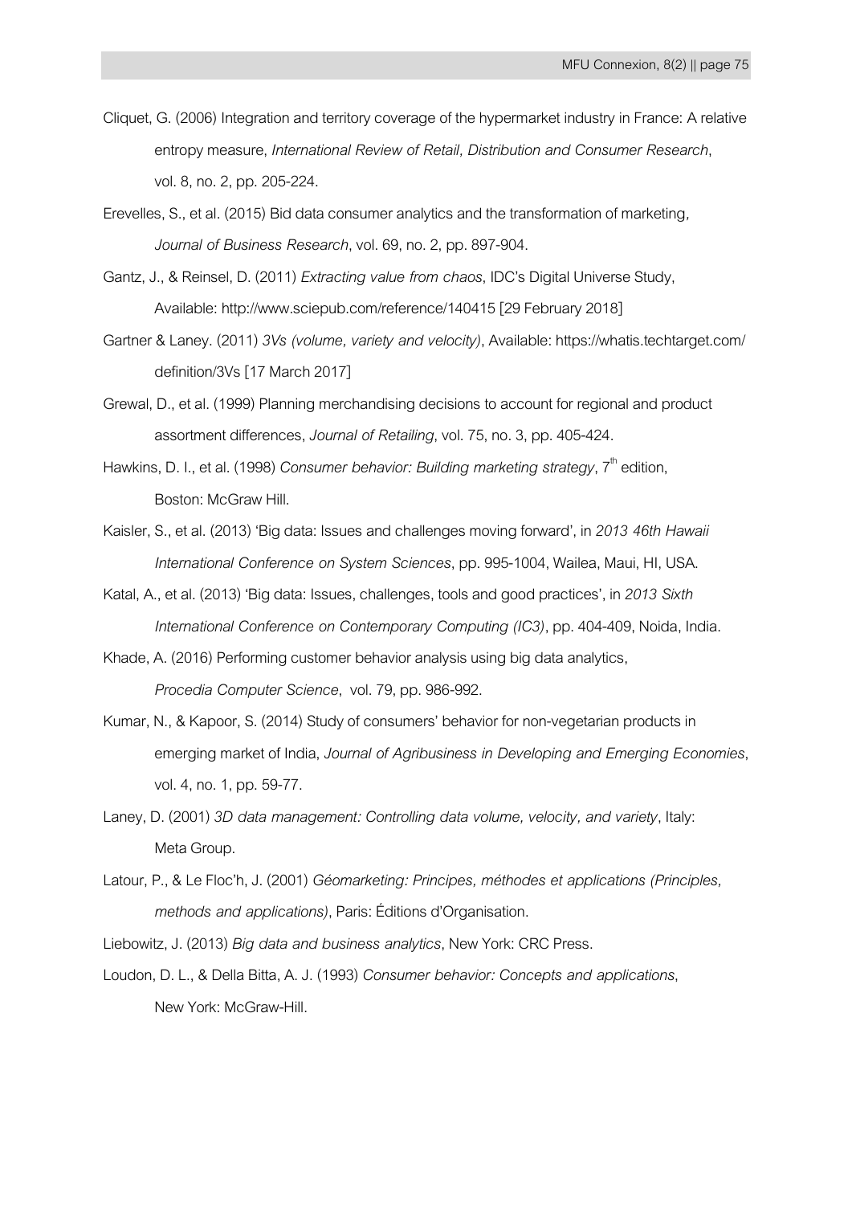Cliquet, G. (2006) Integration and territory coverage of the hypermarket industry in France: A relative entropy measure, *International Review of Retail, Distribution and Consumer Research*, vol. 8, no. 2, pp. 205-224.

Erevelles, S., et al. (2015) Bid data consumer analytics and the transformation of marketing, *Journal of Business Research*, vol. 69, no. 2, pp. 897-904.

Gantz, J., & Reinsel, D. (2011) *Extracting value from chaos*, IDC's Digital Universe Study, Available: http://www.sciepub.com/reference/140415 [29 February 2018]

Gartner & Laney. (2011) *3Vs (volume, variety and velocity)*, Available: https://whatis.techtarget.com/definition/3Vs [17 March 2017]

Grewal, D., et al. (1999) Planning merchandising decisions to account for regional and product assortment differences, *Journal of Retailing*, vol. 75, no. 3, pp. 405-424.

Hawkins, D. I., et al. (1998) *Consumer behavior: Building marketing strategy*, 7th edition, Boston: McGraw Hill.

Kaisler, S., et al. (2013) 'Big data: Issues and challenges moving forward', in *2013 46th Hawaii International Conference on System Sciences*, pp. 995-1004, Wailea, Maui, HI, USA.

Katal, A., et al. (2013) 'Big data: Issues, challenges, tools and good practices', in *2013 Sixth International Conference on Contemporary Computing (IC3)*, pp. 404-409, Noida, India.

Khade, A. (2016) Performing customer behavior analysis using big data analytics, *Procedia Computer Science*, vol. 79, pp. 986-992.

Kumar, N., & Kapoor, S. (2014) Study of consumers' behavior for non-vegetarian products in emerging market of India, *Journal of Agribusiness in Developing and Emerging Economies*, vol. 4, no. 1, pp. 59-77.

Laney, D. (2001) *3D data management: Controlling data volume, velocity, and variety*, Italy: Meta Group.

Latour, P., & Le Floc'h, J. (2001) *Géomarketing: Principes, méthodes et applications (Principles, methods and applications)*, Paris: Éditions d'Organisation.

Liebowitz, J. (2013) *Big data and business analytics*, New York: CRC Press.

Loudon, D. L., & Della Bitta, A. J. (1993) *Consumer behavior: Concepts and applications*, New York: McGraw-Hill.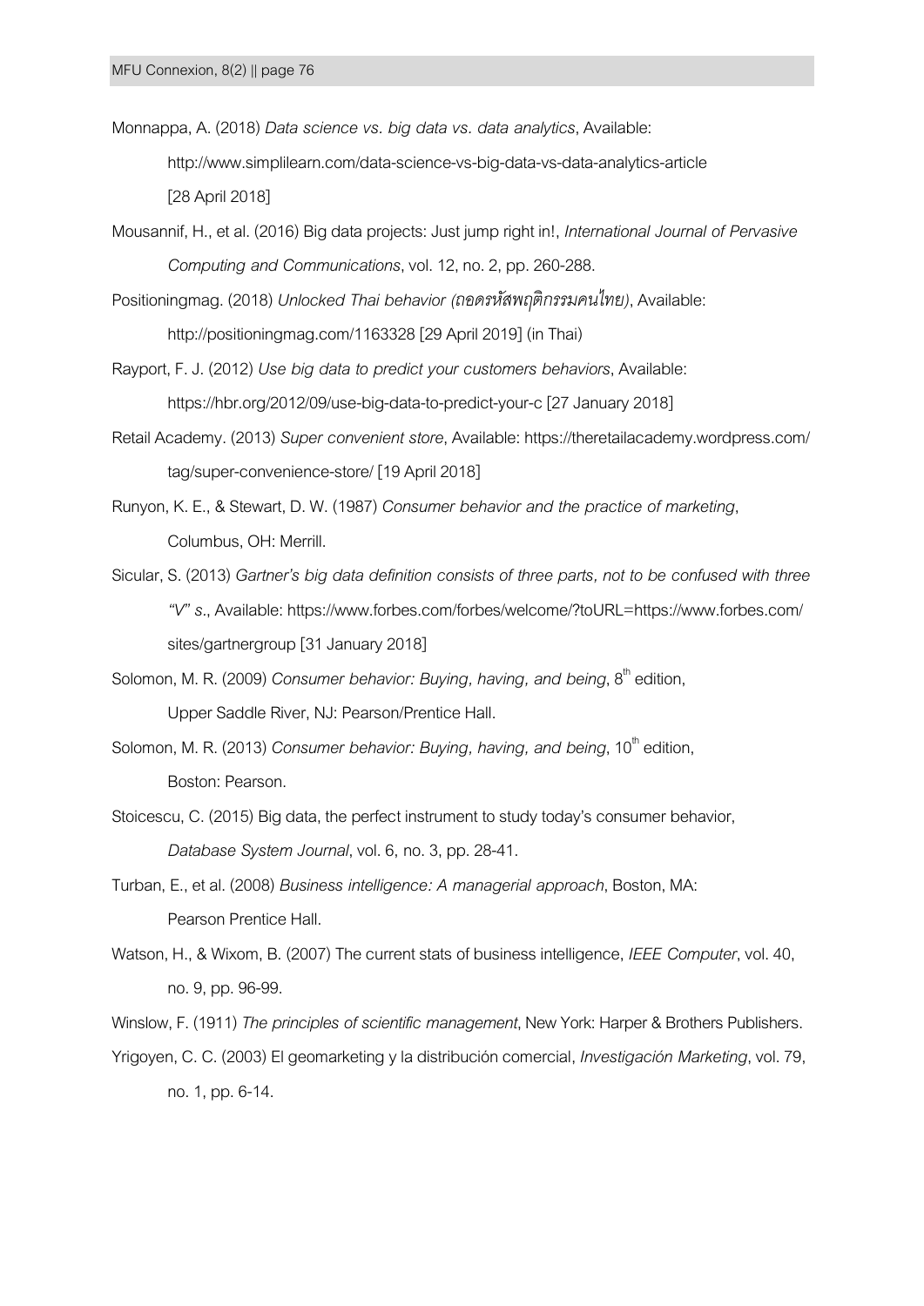Monnappa, A. (2018) *Data science vs. big data vs. data analytics*, Available: http://www.simplilearn.com/data-science-vs-big-data-vs-data-analytics-article [28 April 2018]

Mousannif, H., et al. (2016) Big data projects: Just jump right in!, *International Journal of Pervasive Computing and Communications*, vol. 12, no. 2, pp. 260-288.

Positioningmag. (2018) *Unlocked Thai behavior (ถอดรหัสพฤติกรรมคนไทย)*, Available: http://positioningmag.com/1163328 [29 April 2019] (in Thai)

Rayport, F. J. (2012) *Use big data to predict your customers behaviors*, Available: https://hbr.org/2012/09/use-big-data-to-predict-your-c [27 January 2018]

Retail Academy. (2013) *Super convenient store*, Available: https://theretailacademy.wordpress.com/tag/super-convenience-store/ [19 April 2018]

Runyon, K. E., & Stewart, D. W. (1987) *Consumer behavior and the practice of marketing*, Columbus, OH: Merrill.

Sicular, S. (2013) *Gartner's big data definition consists of three parts, not to be confused with three "V" s*., Available: https://www.forbes.com/forbes/welcome/?toURL=https://www.forbes.com/sites/gartnergroup [31 January 2018]

Solomon, M. R. (2009) *Consumer behavior: Buying, having, and being*, 8th edition, Upper Saddle River, NJ: Pearson/Prentice Hall.

Solomon, M. R. (2013) *Consumer behavior: Buying, having, and being*, 10th edition, Boston: Pearson.

Stoicescu, C. (2015) Big data, the perfect instrument to study today's consumer behavior, *Database System Journal*, vol. 6, no. 3, pp. 28-41.

Turban, E., et al. (2008) *Business intelligence: A managerial approach*, Boston, MA: Pearson Prentice Hall.

Watson, H., & Wixom, B. (2007) The current stats of business intelligence, *IEEE Computer*, vol. 40, no. 9, pp. 96-99.

Winslow, F. (1911) *The principles of scientific management*, New York: Harper & Brothers Publishers.

Yrigoyen, C. C. (2003) El geomarketing y la distribución comercial, *Investigación Marketing*, vol. 79, no. 1, pp. 6-14.